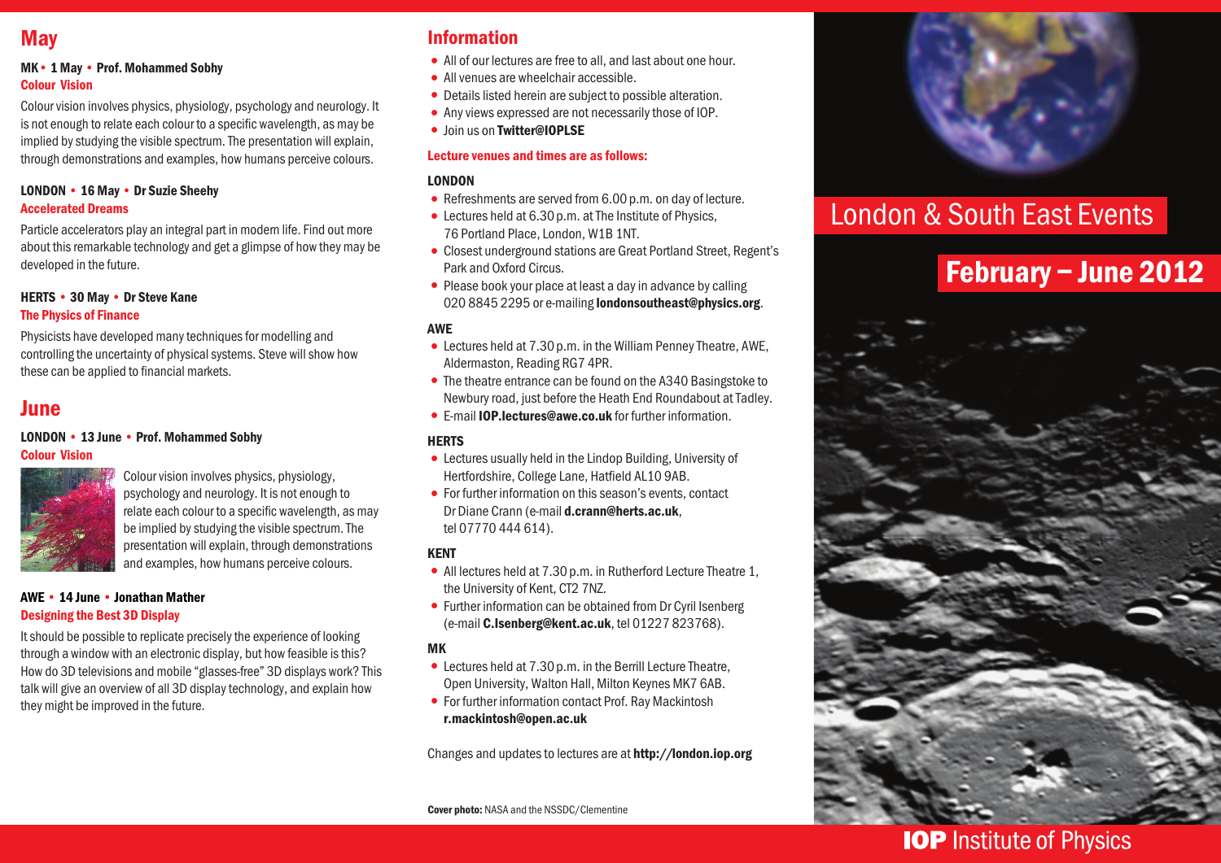## May

**MK • 1 May • Prof. Mohammed Sobhy**
**Colour Vision**

Colour vision involves physics, physiology, psychology and neurology. It is not enough to relate each colour to a specific wavelength, as may be implied by studying the visible spectrum. The presentation will explain, through demonstrations and examples, how humans perceive colours.

**LONDON • 16 May • Dr Suzie Sheehy**
**Accelerated Dreams**

Particle accelerators play an integral part in modern life. Find out more about this remarkable technology and get a glimpse of how they may be developed in the future.

**HERTS • 30 May • Dr Steve Kane**
**The Physics of Finance**

Physicists have developed many techniques for modelling and controlling the uncertainty of physical systems. Steve will show how these can be applied to financial markets.

## June

**LONDON • 13 June • Prof. Mohammed Sobhy**
**Colour Vision**

Colour vision involves physics, physiology, psychology and neurology. It is not enough to relate each colour to a specific wavelength, as may be implied by studying the visible spectrum. The presentation will explain, through demonstrations and examples, how humans perceive colours.

**AWE • 14 June • Jonathan Mather**
**Designing the Best 3D Display**

It should be possible to replicate precisely the experience of looking through a window with an electronic display, but how feasible is this? How do 3D televisions and mobile "glasses-free" 3D displays work? This talk will give an overview of all 3D display technology, and explain how they might be improved in the future.

## Information

- All of our lectures are free to all, and last about one hour.
- All venues are wheelchair accessible.
- Details listed herein are subject to possible alteration.
- Any views expressed are not necessarily those of IOP.
- Join us on **Twitter@IOPLSE**

**Lecture venues and times are as follows:**

### LONDON

- Refreshments are served from 6.00 p.m. on day of lecture.
- Lectures held at 6.30 p.m. at The Institute of Physics, 76 Portland Place, London, W1B 1NT.
- Closest underground stations are Great Portland Street, Regent's Park and Oxford Circus.
- Please book your place at least a day in advance by calling 020 8845 2295 or e-mailing **londonsoutheast@physics.org**.

### AWE

- Lectures held at 7.30 p.m. in the William Penney Theatre, AWE, Aldermaston, Reading RG7 4PR.
- The theatre entrance can be found on the A340 Basingstoke to Newbury road, just before the Heath End Roundabout at Tadley.
- E-mail **IOP.lectures@awe.co.uk** for further information.

### HERTS

- Lectures usually held in the Lindop Building, University of Hertfordshire, College Lane, Hatfield AL10 9AB.
- For further information on this season's events, contact Dr Diane Crann (e-mail **d.crann@herts.ac.uk**, tel 07770 444 614).

### KENT

- All lectures held at 7.30 p.m. in Rutherford Lecture Theatre 1, the University of Kent, CT2 7NZ.
- Further information can be obtained from Dr Cyril Isenberg (e-mail **C.Isenberg@kent.ac.uk**, tel 01227 823768).

### MK

- Lectures held at 7.30 p.m. in the Berrill Lecture Theatre, Open University, Walton Hall, Milton Keynes MK7 6AB.
- For further information contact Prof. Ray Mackintosh **r.mackintosh@open.ac.uk**

Changes and updates to lectures are at **http://london.iop.org**

**Cover photo:** NASA and the NSSDC/Clementine

# London & South East Events

# February – June 2012

**IOP** Institute of Physics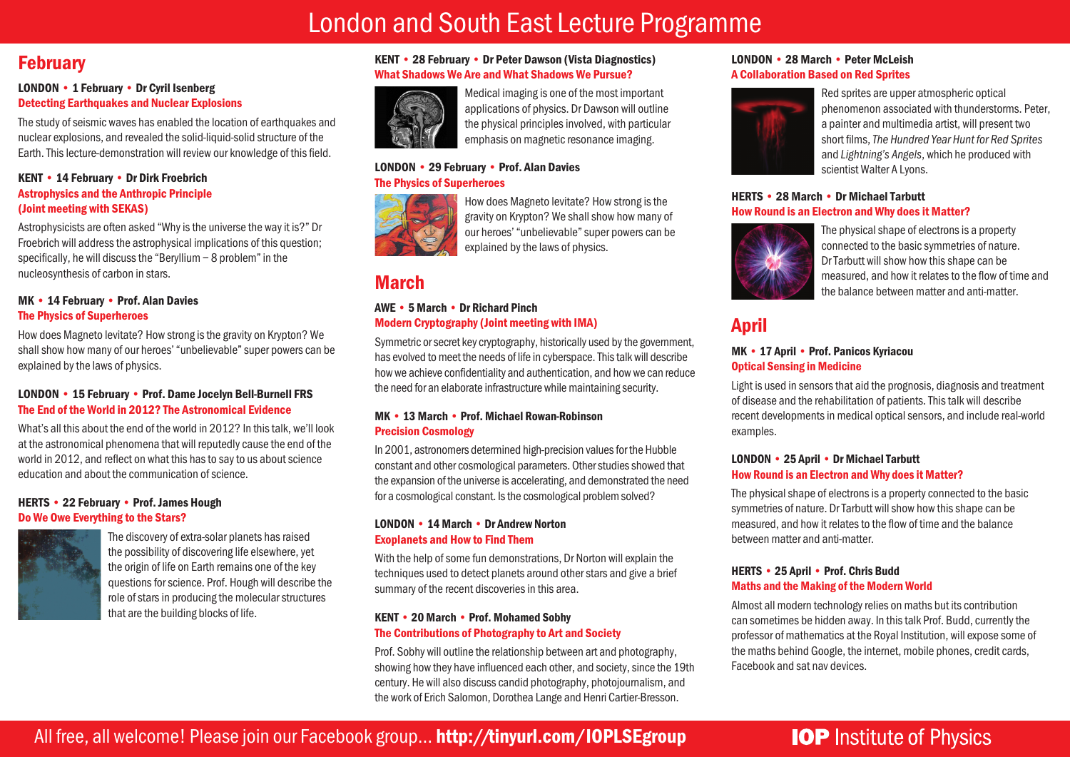# London and South East Lecture Programme

## February

**LONDON • 1 February • Dr Cyril Isenberg**
**Detecting Earthquakes and Nuclear Explosions**

The study of seismic waves has enabled the location of earthquakes and nuclear explosions, and revealed the solid-liquid-solid structure of the Earth. This lecture-demonstration will review our knowledge of this field.

**KENT • 14 February • Dr Dirk Froebrich**
**Astrophysics and the Anthropic Principle (Joint meeting with SEKAS)**

Astrophysicists are often asked "Why is the universe the way it is?" Dr Froebrich will address the astrophysical implications of this question; specifically, he will discuss the "Beryllium – 8 problem" in the nucleosynthesis of carbon in stars.

**MK • 14 February • Prof. Alan Davies**
**The Physics of Superheroes**

How does Magneto levitate? How strong is the gravity on Krypton? We shall show how many of our heroes' "unbelievable" super powers can be explained by the laws of physics.

**LONDON • 15 February • Prof. Dame Jocelyn Bell-Burnell FRS**
**The End of the World in 2012? The Astronomical Evidence**

What's all this about the end of the world in 2012? In this talk, we'll look at the astronomical phenomena that will reputedly cause the end of the world in 2012, and reflect on what this has to say to us about science education and about the communication of science.

**HERTS • 22 February • Prof. James Hough**
**Do We Owe Everything to the Stars?**

The discovery of extra-solar planets has raised the possibility of discovering life elsewhere, yet the origin of life on Earth remains one of the key questions for science. Prof. Hough will describe the role of stars in producing the molecular structures that are the building blocks of life.

**KENT • 28 February • Dr Peter Dawson (Vista Diagnostics)**
**What Shadows We Are and What Shadows We Pursue?**

Medical imaging is one of the most important applications of physics. Dr Dawson will outline the physical principles involved, with particular emphasis on magnetic resonance imaging.

**LONDON • 29 February • Prof. Alan Davies**
**The Physics of Superheroes**

How does Magneto levitate? How strong is the gravity on Krypton? We shall show how many of our heroes' "unbelievable" super powers can be explained by the laws of physics.

## March

**AWE • 5 March • Dr Richard Pinch**
**Modern Cryptography (Joint meeting with IMA)**

Symmetric or secret key cryptography, historically used by the government, has evolved to meet the needs of life in cyberspace. This talk will describe how we achieve confidentiality and authentication, and how we can reduce the need for an elaborate infrastructure while maintaining security.

**MK • 13 March • Prof. Michael Rowan-Robinson**
**Precision Cosmology**

In 2001, astronomers determined high-precision values for the Hubble constant and other cosmological parameters. Other studies showed that the expansion of the universe is accelerating, and demonstrated the need for a cosmological constant. Is the cosmological problem solved?

**LONDON • 14 March • Dr Andrew Norton**
**Exoplanets and How to Find Them**

With the help of some fun demonstrations, Dr Norton will explain the techniques used to detect planets around other stars and give a brief summary of the recent discoveries in this area.

**KENT • 20 March • Prof. Mohamed Sobhy**
**The Contributions of Photography to Art and Society**

Prof. Sobhy will outline the relationship between art and photography, showing how they have influenced each other, and society, since the 19th century. He will also discuss candid photography, photojournalism, and the work of Erich Salomon, Dorothea Lange and Henri Cartier-Bresson.

**LONDON • 28 March • Peter McLeish**
**A Collaboration Based on Red Sprites**

Red sprites are upper atmospheric optical phenomenon associated with thunderstorms. Peter, a painter and multimedia artist, will present two short films, *The Hundred Year Hunt for Red Sprites* and *Lightning's Angels*, which he produced with scientist Walter A Lyons.

**HERTS • 28 March • Dr Michael Tarbutt**
**How Round is an Electron and Why does it Matter?**

The physical shape of electrons is a property connected to the basic symmetries of nature. Dr Tarbutt will show how this shape can be measured, and how it relates to the flow of time and the balance between matter and anti-matter.

## April

**MK • 17 April • Prof. Panicos Kyriacou**
**Optical Sensing in Medicine**

Light is used in sensors that aid the prognosis, diagnosis and treatment of disease and the rehabilitation of patients. This talk will describe recent developments in medical optical sensors, and include real-world examples.

**LONDON • 25 April • Dr Michael Tarbutt**
**How Round is an Electron and Why does it Matter?**

The physical shape of electrons is a property connected to the basic symmetries of nature. Dr Tarbutt will show how this shape can be measured, and how it relates to the flow of time and the balance between matter and anti-matter.

**HERTS • 25 April • Prof. Chris Budd**
**Maths and the Making of the Modern World**

Almost all modern technology relies on maths but its contribution can sometimes be hidden away. In this talk Prof. Budd, currently the professor of mathematics at the Royal Institution, will expose some of the maths behind Google, the internet, mobile phones, credit cards, Facebook and sat nav devices.

All free, all welcome! Please join our Facebook group... **http://tinyurl.com/IOPLSEgroup**

**IOP** Institute of Physics